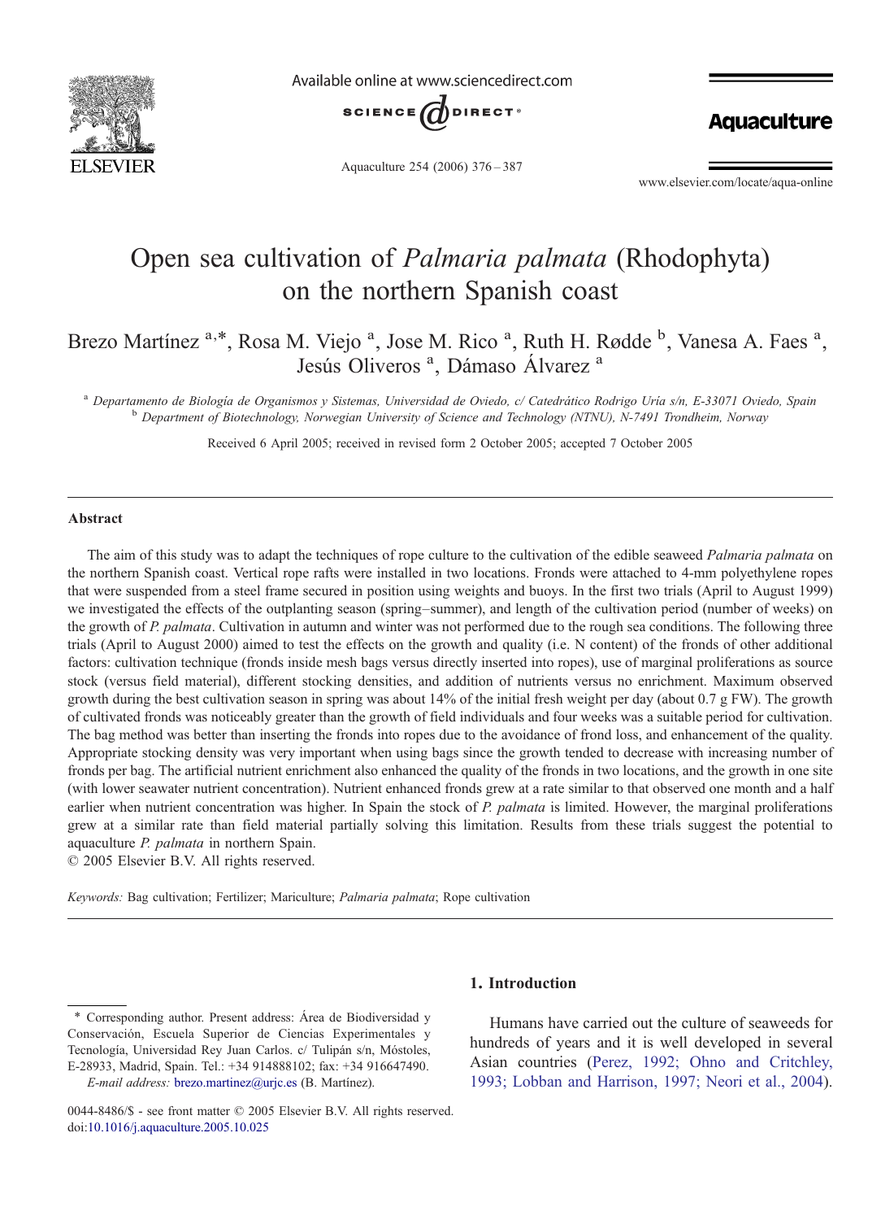# Open sea cultivation of *Palmaria palmata* (Rhodophyta) on the northern Spanish coast

Brezo Martínez [a,*], Rosa M. Viejo [a], Jose M. Rico [a], Ruth H. Rødde [b], Vanesa A. Faes [a], Jesús Oliveros [a], Dámaso Álvarez [a]

[a] Departamento de Biología de Organismos y Sistemas, Universidad de Oviedo, c/ Catedrático Rodrigo Uría s/n, E-33071 Oviedo, Spain
[b] Department of Biotechnology, Norwegian University of Science and Technology (NTNU), N-7491 Trondheim, Norway

Received 6 April 2005; received in revised form 2 October 2005; accepted 7 October 2005

## Abstract

The aim of this study was to adapt the techniques of rope culture to the cultivation of the edible seaweed *Palmaria palmata* on the northern Spanish coast. Vertical rope rafts were installed in two locations. Fronds were attached to 4-mm polyethylene ropes that were suspended from a steel frame secured in position using weights and buoys. In the first two trials (April to August 1999) we investigated the effects of the outplanting season (spring–summer), and length of the cultivation period (number of weeks) on the growth of *P. palmata*. Cultivation in autumn and winter was not performed due to the rough sea conditions. The following three trials (April to August 2000) aimed to test the effects on the growth and quality (i.e. N content) of the fronds of other additional factors: cultivation technique (fronds inside mesh bags versus directly inserted into ropes), use of marginal proliferations as source stock (versus field material), different stocking densities, and addition of nutrients versus no enrichment. Maximum observed growth during the best cultivation season in spring was about 14% of the initial fresh weight per day (about 0.7 g FW). The growth of cultivated fronds was noticeably greater than the growth of field individuals and four weeks was a suitable period for cultivation. The bag method was better than inserting the fronds into ropes due to the avoidance of frond loss, and enhancement of the quality. Appropriate stocking density was very important when using bags since the growth tended to decrease with increasing number of fronds per bag. The artificial nutrient enrichment also enhanced the quality of the fronds in two locations, and the growth in one site (with lower seawater nutrient concentration). Nutrient enhanced fronds grew at a rate similar to that observed one month and a half earlier when nutrient concentration was higher. In Spain the stock of *P. palmata* is limited. However, the marginal proliferations grew at a similar rate than field material partially solving this limitation. Results from these trials suggest the potential to aquaculture *P. palmata* in northern Spain.
© 2005 Elsevier B.V. All rights reserved.

*Keywords:* Bag cultivation; Fertilizer; Mariculture; *Palmaria palmata*; Rope cultivation

## 1. Introduction

Humans have carried out the culture of seaweeds for hundreds of years and it is well developed in several Asian countries (Perez, 1992; Ohno and Critchley, 1993; Lobban and Harrison, 1997; Neori et al., 2004).

* Corresponding author. Present address: Área de Biodiversidad y Conservación, Escuela Superior de Ciencias Experimentales y Tecnología, Universidad Rey Juan Carlos. c/ Tulipán s/n, Móstoles, E-28933, Madrid, Spain. Tel.: +34 914888102; fax: +34 916647490.
*E-mail address:* brezo.martinez@urjc.es (B. Martínez).

0044-8486/$ - see front matter © 2005 Elsevier B.V. All rights reserved.
doi:10.1016/j.aquaculture.2005.10.025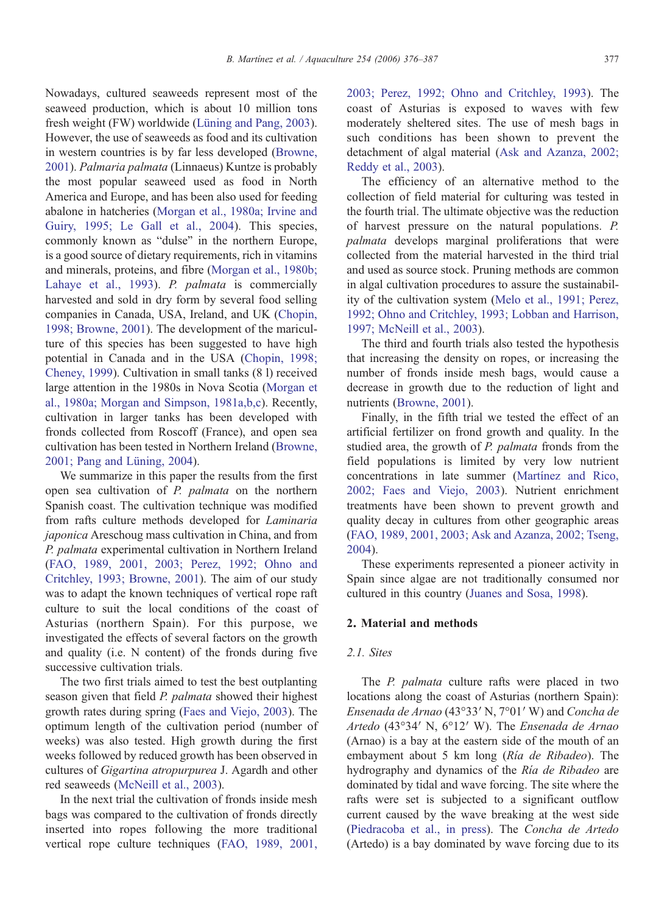Nowadays, cultured seaweeds represent most of the seaweed production, which is about 10 million tons fresh weight (FW) worldwide (Lüning and Pang, 2003). However, the use of seaweeds as food and its cultivation in western countries is by far less developed (Browne, 2001). *Palmaria palmata* (Linnaeus) Kuntze is probably the most popular seaweed used as food in North America and Europe, and has been also used for feeding abalone in hatcheries (Morgan et al., 1980a; Irvine and Guiry, 1995; Le Gall et al., 2004). This species, commonly known as "dulse" in the northern Europe, is a good source of dietary requirements, rich in vitamins and minerals, proteins, and fibre (Morgan et al., 1980b; Lahaye et al., 1993). *P. palmata* is commercially harvested and sold in dry form by several food selling companies in Canada, USA, Ireland, and UK (Chopin, 1998; Browne, 2001). The development of the mariculture of this species has been suggested to have high potential in Canada and in the USA (Chopin, 1998; Cheney, 1999). Cultivation in small tanks (8 l) received large attention in the 1980s in Nova Scotia (Morgan et al., 1980a; Morgan and Simpson, 1981a,b,c). Recently, cultivation in larger tanks has been developed with fronds collected from Roscoff (France), and open sea cultivation has been tested in Northern Ireland (Browne, 2001; Pang and Lüning, 2004).

We summarize in this paper the results from the first open sea cultivation of *P. palmata* on the northern Spanish coast. The cultivation technique was modified from rafts culture methods developed for *Laminaria japonica* Areschoug mass cultivation in China, and from *P. palmata* experimental cultivation in Northern Ireland (FAO, 1989, 2001, 2003; Perez, 1992; Ohno and Critchley, 1993; Browne, 2001). The aim of our study was to adapt the known techniques of vertical rope raft culture to suit the local conditions of the coast of Asturias (northern Spain). For this purpose, we investigated the effects of several factors on the growth and quality (i.e. N content) of the fronds during five successive cultivation trials.

The two first trials aimed to test the best outplanting season given that field *P. palmata* showed their highest growth rates during spring (Faes and Viejo, 2003). The optimum length of the cultivation period (number of weeks) was also tested. High growth during the first weeks followed by reduced growth has been observed in cultures of *Gigartina atropurpurea* J. Agardh and other red seaweeds (McNeill et al., 2003).

In the next trial the cultivation of fronds inside mesh bags was compared to the cultivation of fronds directly inserted into ropes following the more traditional vertical rope culture techniques (FAO, 1989, 2001, 2003; Perez, 1992; Ohno and Critchley, 1993). The coast of Asturias is exposed to waves with few moderately sheltered sites. The use of mesh bags in such conditions has been shown to prevent the detachment of algal material (Ask and Azanza, 2002; Reddy et al., 2003).

The efficiency of an alternative method to the collection of field material for culturing was tested in the fourth trial. The ultimate objective was the reduction of harvest pressure on the natural populations. *P. palmata* develops marginal proliferations that were collected from the material harvested in the third trial and used as source stock. Pruning methods are common in algal cultivation procedures to assure the sustainability of the cultivation system (Melo et al., 1991; Perez, 1992; Ohno and Critchley, 1993; Lobban and Harrison, 1997; McNeill et al., 2003).

The third and fourth trials also tested the hypothesis that increasing the density on ropes, or increasing the number of fronds inside mesh bags, would cause a decrease in growth due to the reduction of light and nutrients (Browne, 2001).

Finally, in the fifth trial we tested the effect of an artificial fertilizer on frond growth and quality. In the studied area, the growth of *P. palmata* fronds from the field populations is limited by very low nutrient concentrations in late summer (Martínez and Rico, 2002; Faes and Viejo, 2003). Nutrient enrichment treatments have been shown to prevent growth and quality decay in cultures from other geographic areas (FAO, 1989, 2001, 2003; Ask and Azanza, 2002; Tseng, 2004).

These experiments represented a pioneer activity in Spain since algae are not traditionally consumed nor cultured in this country (Juanes and Sosa, 1998).

## 2. Material and methods

### 2.1. Sites

The *P. palmata* culture rafts were placed in two locations along the coast of Asturias (northern Spain): *Ensenada de Arnao* (43°33′ N, 7°01′ W) and *Concha de Artedo* (43°34′ N, 6°12′ W). The *Ensenada de Arnao* (Arnao) is a bay at the eastern side of the mouth of an embayment about 5 km long (*Ría de Ribadeo*). The hydrography and dynamics of the *Ría de Ribadeo* are dominated by tidal and wave forcing. The site where the rafts were set is subjected to a significant outflow current caused by the wave breaking at the west side (Piedracoba et al., in press). The *Concha de Artedo* (Artedo) is a bay dominated by wave forcing due to its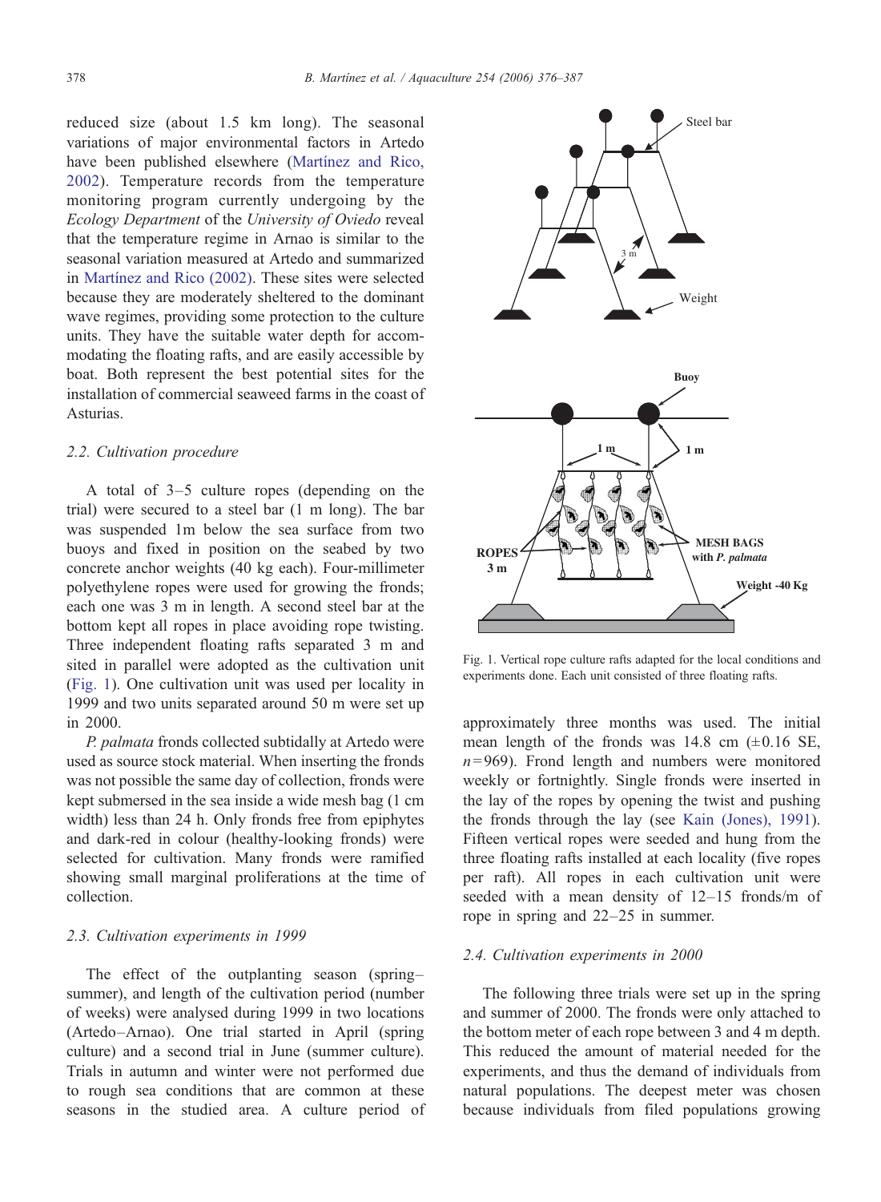reduced size (about 1.5 km long). The seasonal variations of major environmental factors in Artedo have been published elsewhere (Martínez and Rico, 2002). Temperature records from the temperature monitoring program currently undergoing by the *Ecology Department* of the *University of Oviedo* reveal that the temperature regime in Arnao is similar to the seasonal variation measured at Artedo and summarized in Martínez and Rico (2002). These sites were selected because they are moderately sheltered to the dominant wave regimes, providing some protection to the culture units. They have the suitable water depth for accommodating the floating rafts, and are easily accessible by boat. Both represent the best potential sites for the installation of commercial seaweed farms in the coast of Asturias.

### 2.2. Cultivation procedure

A total of 3–5 culture ropes (depending on the trial) were secured to a steel bar (1 m long). The bar was suspended 1m below the sea surface from two buoys and fixed in position on the seabed by two concrete anchor weights (40 kg each). Four-millimeter polyethylene ropes were used for growing the fronds; each one was 3 m in length. A second steel bar at the bottom kept all ropes in place avoiding rope twisting. Three independent floating rafts separated 3 m and sited in parallel were adopted as the cultivation unit (Fig. 1). One cultivation unit was used per locality in 1999 and two units separated around 50 m were set up in 2000.

*P. palmata* fronds collected subtidally at Artedo were used as source stock material. When inserting the fronds was not possible the same day of collection, fronds were kept submersed in the sea inside a wide mesh bag (1 cm width) less than 24 h. Only fronds free from epiphytes and dark-red in colour (healthy-looking fronds) were selected for cultivation. Many fronds were ramified showing small marginal proliferations at the time of collection.

### 2.3. Cultivation experiments in 1999

The effect of the outplanting season (spring–summer), and length of the cultivation period (number of weeks) were analysed during 1999 in two locations (Artedo–Arnao). One trial started in April (spring culture) and a second trial in June (summer culture). Trials in autumn and winter were not performed due to rough sea conditions that are common at these seasons in the studied area. A culture period of approximately three months was used. The initial mean length of the fronds was 14.8 cm (±0.16 SE, $n=969$). Frond length and numbers were monitored weekly or fortnightly. Single fronds were inserted in the lay of the ropes by opening the twist and pushing the fronds through the lay (see Kain (Jones), 1991). Fifteen vertical ropes were seeded and hung from the three floating rafts installed at each locality (five ropes per raft). All ropes in each cultivation unit were seeded with a mean density of 12–15 fronds/m of rope in spring and 22–25 in summer.

Fig. 1. Vertical rope culture rafts adapted for the local conditions and experiments done. Each unit consisted of three floating rafts.

### 2.4. Cultivation experiments in 2000

The following three trials were set up in the spring and summer of 2000. The fronds were only attached to the bottom meter of each rope between 3 and 4 m depth. This reduced the amount of material needed for the experiments, and thus the demand of individuals from natural populations. The deepest meter was chosen because individuals from filed populations growing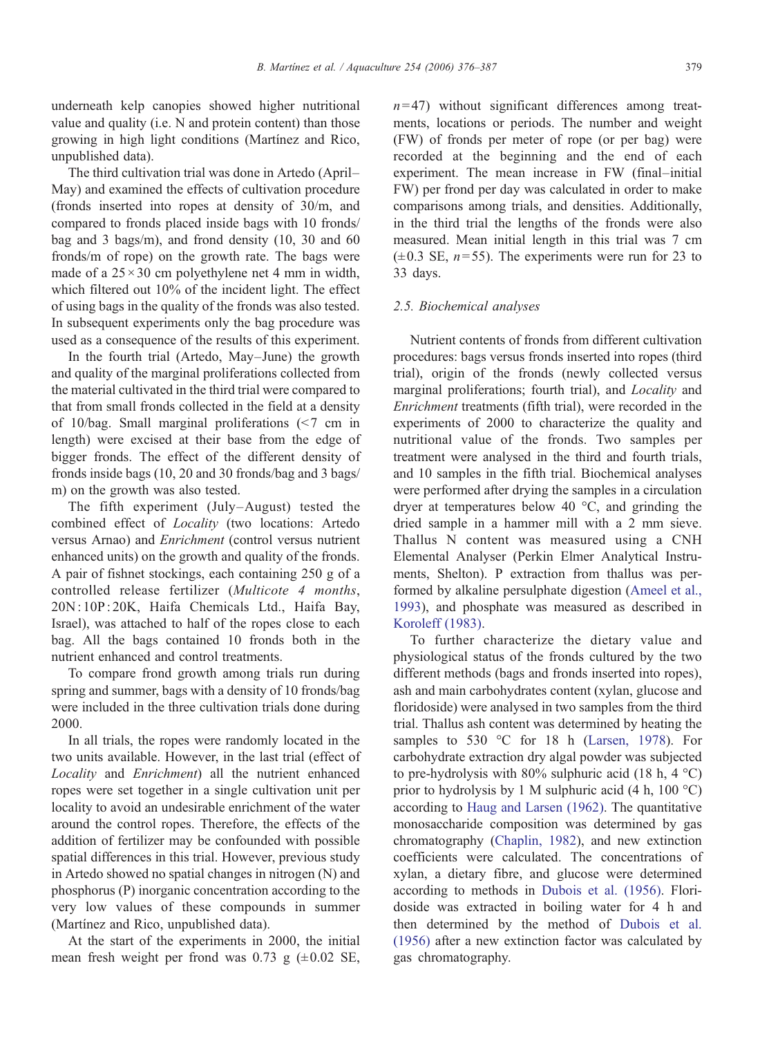underneath kelp canopies showed higher nutritional value and quality (i.e. N and protein content) than those growing in high light conditions (Martínez and Rico, unpublished data).

The third cultivation trial was done in Artedo (April–May) and examined the effects of cultivation procedure (fronds inserted into ropes at density of 30/m, and compared to fronds placed inside bags with 10 fronds/bag and 3 bags/m), and frond density (10, 30 and 60 fronds/m of rope) on the growth rate. The bags were made of a $25 \times 30$ cm polyethylene net 4 mm in width, which filtered out 10% of the incident light. The effect of using bags in the quality of the fronds was also tested. In subsequent experiments only the bag procedure was used as a consequence of the results of this experiment.

In the fourth trial (Artedo, May–June) the growth and quality of the marginal proliferations collected from the material cultivated in the third trial were compared to that from small fronds collected in the field at a density of 10/bag. Small marginal proliferations (<7 cm in length) were excised at their base from the edge of bigger fronds. The effect of the different density of fronds inside bags (10, 20 and 30 fronds/bag and 3 bags/m) on the growth was also tested.

The fifth experiment (July–August) tested the combined effect of *Locality* (two locations: Artedo versus Arnao) and *Enrichment* (control versus nutrient enhanced units) on the growth and quality of the fronds. A pair of fishnet stockings, each containing 250 g of a controlled release fertilizer (*Multicote 4 months*, 20N : 10P : 20K, Haifa Chemicals Ltd., Haifa Bay, Israel), was attached to half of the ropes close to each bag. All the bags contained 10 fronds both in the nutrient enhanced and control treatments.

To compare frond growth among trials run during spring and summer, bags with a density of 10 fronds/bag were included in the three cultivation trials done during 2000.

In all trials, the ropes were randomly located in the two units available. However, in the last trial (effect of *Locality* and *Enrichment*) all the nutrient enhanced ropes were set together in a single cultivation unit per locality to avoid an undesirable enrichment of the water around the control ropes. Therefore, the effects of the addition of fertilizer may be confounded with possible spatial differences in this trial. However, previous study in Artedo showed no spatial changes in nitrogen (N) and phosphorus (P) inorganic concentration according to the very low values of these compounds in summer (Martínez and Rico, unpublished data).

At the start of the experiments in 2000, the initial mean fresh weight per frond was 0.73 g (±0.02 SE, $n=47$) without significant differences among treatments, locations or periods. The number and weight (FW) of fronds per meter of rope (or per bag) were recorded at the beginning and the end of each experiment. The mean increase in FW (final–initial FW) per frond per day was calculated in order to make comparisons among trials, and densities. Additionally, in the third trial the lengths of the fronds were also measured. Mean initial length in this trial was 7 cm (±0.3 SE, $n=55$). The experiments were run for 23 to 33 days.

### 2.5. Biochemical analyses

Nutrient contents of fronds from different cultivation procedures: bags versus fronds inserted into ropes (third trial), origin of the fronds (newly collected versus marginal proliferations; fourth trial), and *Locality* and *Enrichment* treatments (fifth trial), were recorded in the experiments of 2000 to characterize the quality and nutritional value of the fronds. Two samples per treatment were analysed in the third and fourth trials, and 10 samples in the fifth trial. Biochemical analyses were performed after drying the samples in a circulation dryer at temperatures below 40 °C, and grinding the dried sample in a hammer mill with a 2 mm sieve. Thallus N content was measured using a CNH Elemental Analyser (Perkin Elmer Analytical Instruments, Shelton). P extraction from thallus was performed by alkaline persulphate digestion (Ameel et al., 1993), and phosphate was measured as described in Koroleff (1983).

To further characterize the dietary value and physiological status of the fronds cultured by the two different methods (bags and fronds inserted into ropes), ash and main carbohydrates content (xylan, glucose and floridoside) were analysed in two samples from the third trial. Thallus ash content was determined by heating the samples to 530 °C for 18 h (Larsen, 1978). For carbohydrate extraction dry algal powder was subjected to pre-hydrolysis with 80% sulphuric acid (18 h, 4 °C) prior to hydrolysis by 1 M sulphuric acid (4 h, 100 °C) according to Haug and Larsen (1962). The quantitative monosaccharide composition was determined by gas chromatography (Chaplin, 1982), and new extinction coefficients were calculated. The concentrations of xylan, a dietary fibre, and glucose were determined according to methods in Dubois et al. (1956). Floridoside was extracted in boiling water for 4 h and then determined by the method of Dubois et al. (1956) after a new extinction factor was calculated by gas chromatography.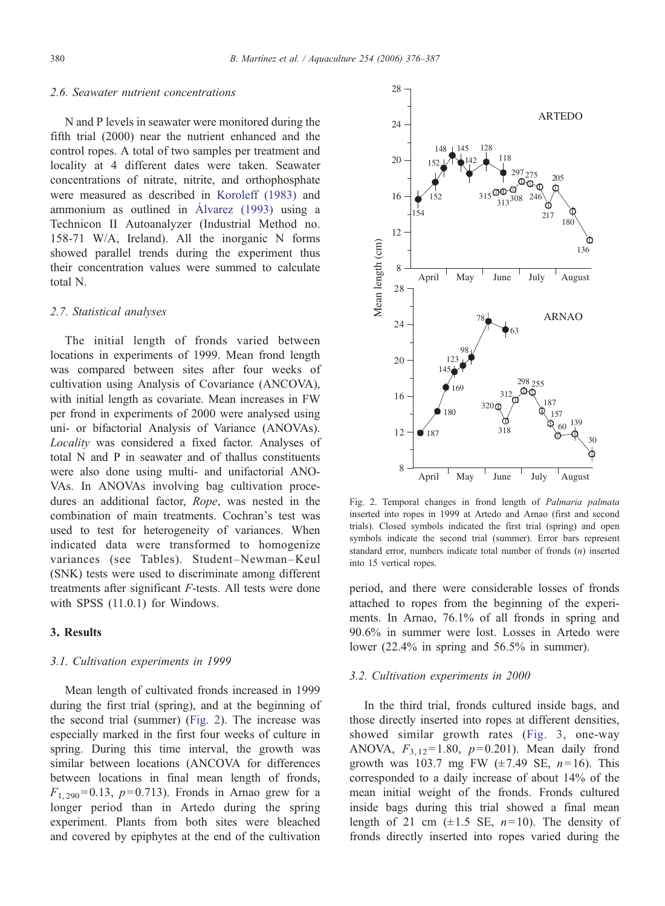### 2.6. Seawater nutrient concentrations

N and P levels in seawater were monitored during the fifth trial (2000) near the nutrient enhanced and the control ropes. A total of two samples per treatment and locality at 4 different dates were taken. Seawater concentrations of nitrate, nitrite, and orthophosphate were measured as described in Koroleff (1983) and ammonium as outlined in Álvarez (1993) using a Technicon II Autoanalyzer (Industrial Method no. 158-71 W/A, Ireland). All the inorganic N forms showed parallel trends during the experiment thus their concentration values were summed to calculate total N.

### 2.7. Statistical analyses

The initial length of fronds varied between locations in experiments of 1999. Mean frond length was compared between sites after four weeks of cultivation using Analysis of Covariance (ANCOVA), with initial length as covariate. Mean increases in FW per frond in experiments of 2000 were analysed using uni- or bifactorial Analysis of Variance (ANOVAs). *Locality* was considered a fixed factor. Analyses of total N and P in seawater and of thallus constituents were also done using multi- and unifactorial ANOVAs. In ANOVAs involving bag cultivation procedures an additional factor, *Rope*, was nested in the combination of main treatments. Cochran's test was used to test for heterogeneity of variances. When indicated data were transformed to homogenize variances (see Tables). Student–Newman–Keul (SNK) tests were used to discriminate among different treatments after significant *F*-tests. All tests were done with SPSS (11.0.1) for Windows.

## 3. Results

### 3.1. Cultivation experiments in 1999

Mean length of cultivated fronds increased in 1999 during the first trial (spring), and at the beginning of the second trial (summer) (Fig. 2). The increase was especially marked in the first four weeks of culture in spring. During this time interval, the growth was similar between locations (ANCOVA for differences between locations in final mean length of fronds, $F_{1,290}=0.13$, $p=0.713$). Fronds in Arnao grew for a longer period than in Artedo during the spring experiment. Plants from both sites were bleached and covered by epiphytes at the end of the cultivation period, and there were considerable losses of fronds attached to ropes from the beginning of the experiments. In Arnao, 76.1% of all fronds in spring and 90.6% in summer were lost. Losses in Artedo were lower (22.4% in spring and 56.5% in summer).

Fig. 2. Temporal changes in frond length of *Palmaria palmata* inserted into ropes in 1999 at Artedo and Arnao (first and second trials). Closed symbols indicated the first trial (spring) and open symbols indicate the second trial (summer). Error bars represent standard error, numbers indicate total number of fronds ($n$) inserted into 15 vertical ropes.

### 3.2. Cultivation experiments in 2000

In the third trial, fronds cultured inside bags, and those directly inserted into ropes at different densities, showed similar growth rates (Fig. 3, one-way ANOVA, $F_{3,12}=1.80$, $p=0.201$). Mean daily frond growth was 103.7 mg FW (±7.49 SE, $n=16$). This corresponded to a daily increase of about 14% of the mean initial weight of the fronds. Fronds cultured inside bags during this trial showed a final mean length of 21 cm (±1.5 SE, $n=10$). The density of fronds directly inserted into ropes varied during the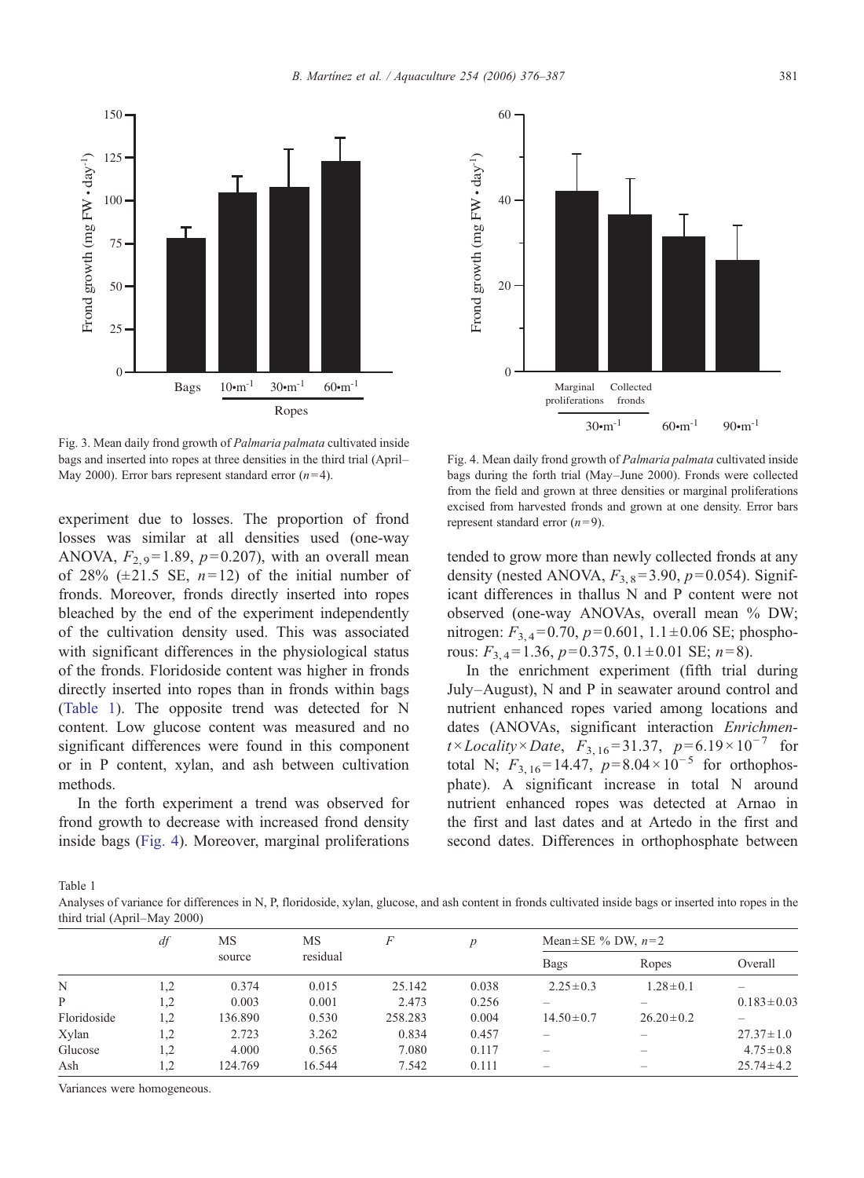Fig. 3. Mean daily frond growth of *Palmaria palmata* cultivated inside bags and inserted into ropes at three densities in the third trial (April–May 2000). Error bars represent standard error ($n=4$).

Fig. 4. Mean daily frond growth of *Palmaria palmata* cultivated inside bags during the forth trial (May–June 2000). Fronds were collected from the field and grown at three densities or marginal proliferations excised from harvested fronds and grown at one density. Error bars represent standard error ($n=9$).

experiment due to losses. The proportion of frond losses was similar at all densities used (one-way ANOVA, $F_{2,9}=1.89$, $p=0.207$), with an overall mean of 28% (±21.5 SE, $n=12$) of the initial number of fronds. Moreover, fronds directly inserted into ropes bleached by the end of the experiment independently of the cultivation density used. This was associated with significant differences in the physiological status of the fronds. Floridoside content was higher in fronds directly inserted into ropes than in fronds within bags (Table 1). The opposite trend was detected for N content. Low glucose content was measured and no significant differences were found in this component or in P content, xylan, and ash between cultivation methods.

In the forth experiment a trend was observed for frond growth to decrease with increased frond density inside bags (Fig. 4). Moreover, marginal proliferations tended to grow more than newly collected fronds at any density (nested ANOVA, $F_{3,8}=3.90$, $p=0.054$). Significant differences in thallus N and P content were not observed (one-way ANOVAs, overall mean % DW; nitrogen: $F_{3,4}=0.70$, $p=0.601$, 1.1±0.06 SE; phosphorous: $F_{3,4}=1.36$, $p=0.375$, 0.1±0.01 SE; $n=8$).

In the enrichment experiment (fifth trial during July–August), N and P in seawater around control and nutrient enhanced ropes varied among locations and dates (ANOVAs, significant interaction *Enrichment×Locality×Date*, $F_{3,16}=31.37$, $p=6.19\times10^{-7}$ for total N; $F_{3,16}=14.47$, $p=8.04\times10^{-5}$ for orthophosphate). A significant increase in total N around nutrient enhanced ropes was detected at Arnao in the first and last dates and at Artedo in the first and second dates. Differences in orthophosphate between

Table 1
Analyses of variance for differences in N, P, floridoside, xylan, glucose, and ash content in fronds cultivated inside bags or inserted into ropes in the third trial (April–May 2000)

| | *df* | MS source | MS residual | *F* | *p* | Mean±SE % DW, $n=2$ | | |
|---|---|---|---|---|---|---|---|---|
| | | | | | | Bags | Ropes | Overall |
| N | 1,2 | 0.374 | 0.015 | 25.142 | 0.038 | 2.25±0.3 | 1.28±0.1 | – |
| P | 1,2 | 0.003 | 0.001 | 2.473 | 0.256 | – | – | 0.183±0.03 |
| Floridoside | 1,2 | 136.890 | 0.530 | 258.283 | 0.004 | 14.50±0.7 | 26.20±0.2 | – |
| Xylan | 1,2 | 2.723 | 3.262 | 0.834 | 0.457 | – | – | 27.37±1.0 |
| Glucose | 1,2 | 4.000 | 0.565 | 7.080 | 0.117 | – | – | 4.75±0.8 |
| Ash | 1,2 | 124.769 | 16.544 | 7.542 | 0.111 | – | – | 25.74±4.2 |

Variances were homogeneous.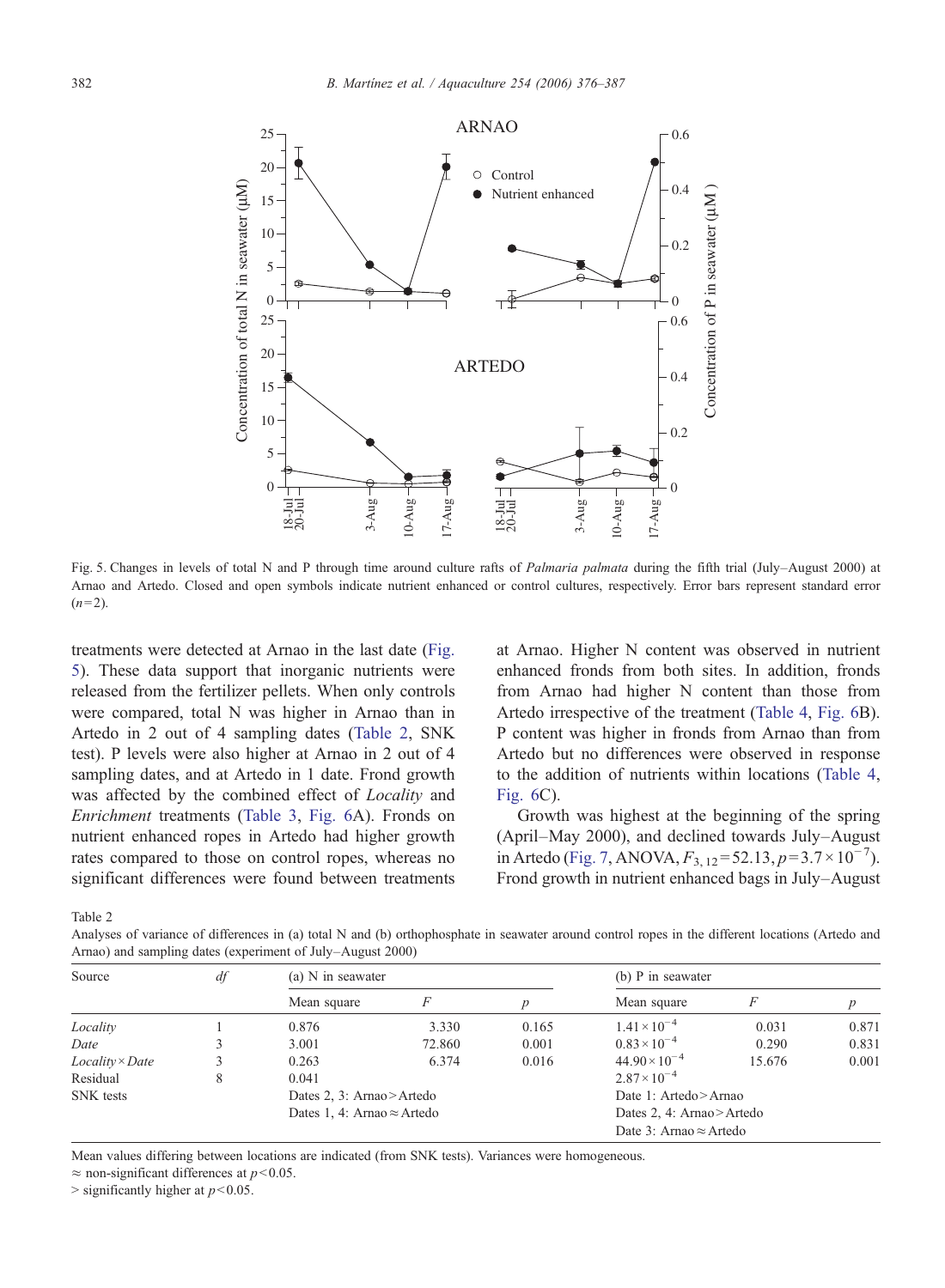Fig. 5. Changes in levels of total N and P through time around culture rafts of *Palmaria palmata* during the fifth trial (July–August 2000) at Arnao and Artedo. Closed and open symbols indicate nutrient enhanced or control cultures, respectively. Error bars represent standard error ($n=2$).

treatments were detected at Arnao in the last date (Fig. 5). These data support that inorganic nutrients were released from the fertilizer pellets. When only controls were compared, total N was higher in Arnao than in Artedo in 2 out of 4 sampling dates (Table 2, SNK test). P levels were also higher at Arnao in 2 out of 4 sampling dates, and at Artedo in 1 date. Frond growth was affected by the combined effect of *Locality* and *Enrichment* treatments (Table 3, Fig. 6A). Fronds on nutrient enhanced ropes in Artedo had higher growth rates compared to those on control ropes, whereas no significant differences were found between treatments at Arnao. Higher N content was observed in nutrient enhanced fronds from both sites. In addition, fronds from Arnao had higher N content than those from Artedo irrespective of the treatment (Table 4, Fig. 6B). P content was higher in fronds from Arnao than from Artedo but no differences were observed in response to the addition of nutrients within locations (Table 4, Fig. 6C).

Growth was highest at the beginning of the spring (April–May 2000), and declined towards July–August in Artedo (Fig. 7, ANOVA, $F_{3,\,12}=52.13$, $p=3.7\times10^{-7}$). Frond growth in nutrient enhanced bags in July–August

Table 2
Analyses of variance of differences in (a) total N and (b) orthophosphate in seawater around control ropes in the different locations (Artedo and Arnao) and sampling dates (experiment of July–August 2000)

| Source | *df* | (a) N in seawater | | | (b) P in seawater | | |
|---|---|---|---|---|---|---|---|
| | | Mean square | *F* | *p* | Mean square | *F* | *p* |
| *Locality* | 1 | 0.876 | 3.330 | 0.165 | $1.41\times10^{-4}$ | 0.031 | 0.871 |
| *Date* | 3 | 3.001 | 72.860 | 0.001 | $0.83\times10^{-4}$ | 0.290 | 0.831 |
| *Locality × Date* | 3 | 0.263 | 6.374 | 0.016 | $44.90\times10^{-4}$ | 15.676 | 0.001 |
| Residual | 8 | 0.041 | | | $2.87\times10^{-4}$ | | |
| SNK tests | | Dates 2, 3: Arnao > Artedo | | | Date 1: Artedo > Arnao | | |
| | | Dates 1, 4: Arnao ≈ Artedo | | | Dates 2, 4: Arnao > Artedo | | |
| | | | | | Date 3: Arnao ≈ Artedo | | |

Mean values differing between locations are indicated (from SNK tests). Variances were homogeneous.

≈ non-significant differences at $p<0.05$.

\> significantly higher at $p<0.05$.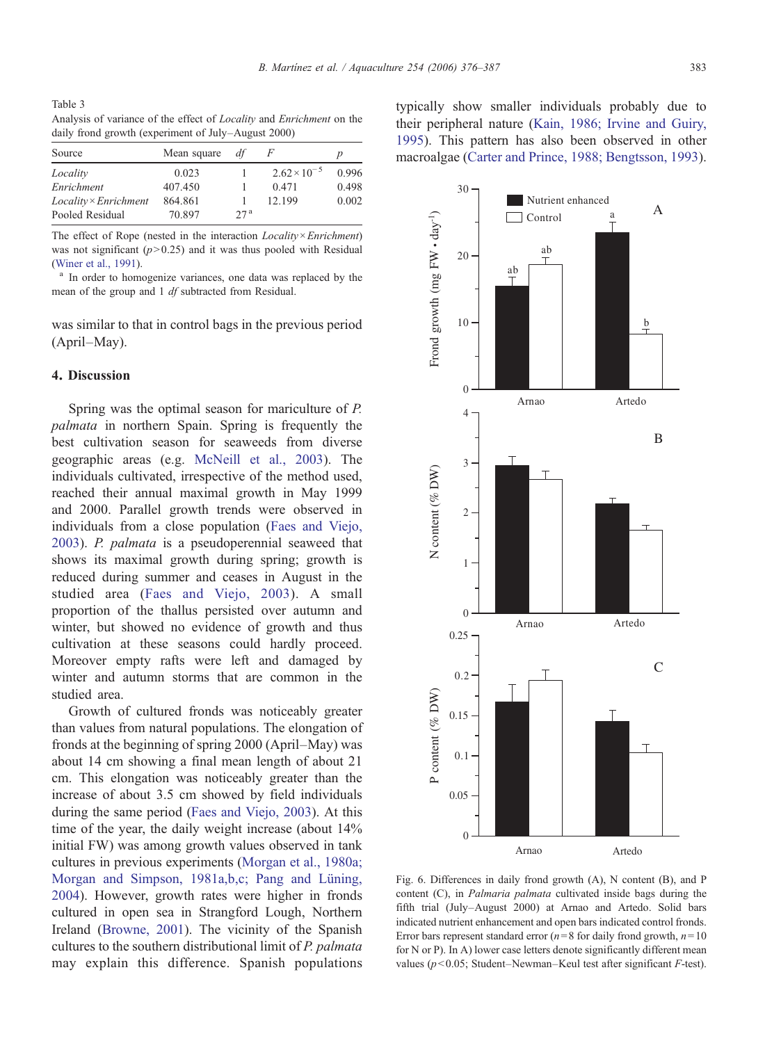Table 3
Analysis of variance of the effect of *Locality* and *Enrichment* on the daily frond growth (experiment of July–August 2000)

| Source | Mean square | *df* | *F* | *p* |
|---|---|---|---|---|
| *Locality* | 0.023 | 1 | $2.62\times10^{-5}$ | 0.996 |
| *Enrichment* | 407.450 | 1 | 0.471 | 0.498 |
| *Locality* × *Enrichment* | 864.861 | 1 | 12.199 | 0.002 |
| Pooled Residual | 70.897 | 27 [a] | | |

The effect of Rope (nested in the interaction *Locality* × *Enrichment*) was not significant ($p>0.25$) and it was thus pooled with Residual (Winer et al., 1991).

[a] In order to homogenize variances, one data was replaced by the mean of the group and 1 *df* subtracted from Residual.

was similar to that in control bags in the previous period (April–May).

## 4. Discussion

Spring was the optimal season for mariculture of *P. palmata* in northern Spain. Spring is frequently the best cultivation season for seaweeds from diverse geographic areas (e.g. McNeill et al., 2003). The individuals cultivated, irrespective of the method used, reached their annual maximal growth in May 1999 and 2000. Parallel growth trends were observed in individuals from a close population (Faes and Viejo, 2003). *P. palmata* is a pseudoperennial seaweed that shows its maximal growth during spring; growth is reduced during summer and ceases in August in the studied area (Faes and Viejo, 2003). A small proportion of the thallus persisted over autumn and winter, but showed no evidence of growth and thus cultivation at these seasons could hardly proceed. Moreover empty rafts were left and damaged by winter and autumn storms that are common in the studied area.

Growth of cultured fronds was noticeably greater than values from natural populations. The elongation of fronds at the beginning of spring 2000 (April–May) was about 14 cm showing a final mean length of about 21 cm. This elongation was noticeably greater than the increase of about 3.5 cm showed by field individuals during the same period (Faes and Viejo, 2003). At this time of the year, the daily weight increase (about 14% initial FW) was among growth values observed in tank cultures in previous experiments (Morgan et al., 1980a; Morgan and Simpson, 1981a,b,c; Pang and Lüning, 2004). However, growth rates were higher in fronds cultured in open sea in Strangford Lough, Northern Ireland (Browne, 2001). The vicinity of the Spanish cultures to the southern distributional limit of *P. palmata* may explain this difference. Spanish populations typically show smaller individuals probably due to their peripheral nature (Kain, 1986; Irvine and Guiry, 1995). This pattern has also been observed in other macroalgae (Carter and Prince, 1988; Bengtsson, 1993).

Fig. 6. Differences in daily frond growth (A), N content (B), and P content (C), in *Palmaria palmata* cultivated inside bags during the fifth trial (July–August 2000) at Arnao and Artedo. Solid bars indicated nutrient enhancement and open bars indicated control fronds. Error bars represent standard error ($n=8$ for daily frond growth, $n=10$ for N or P). In A) lower case letters denote significantly different mean values ($p<0.05$; Student–Newman–Keul test after significant *F*-test).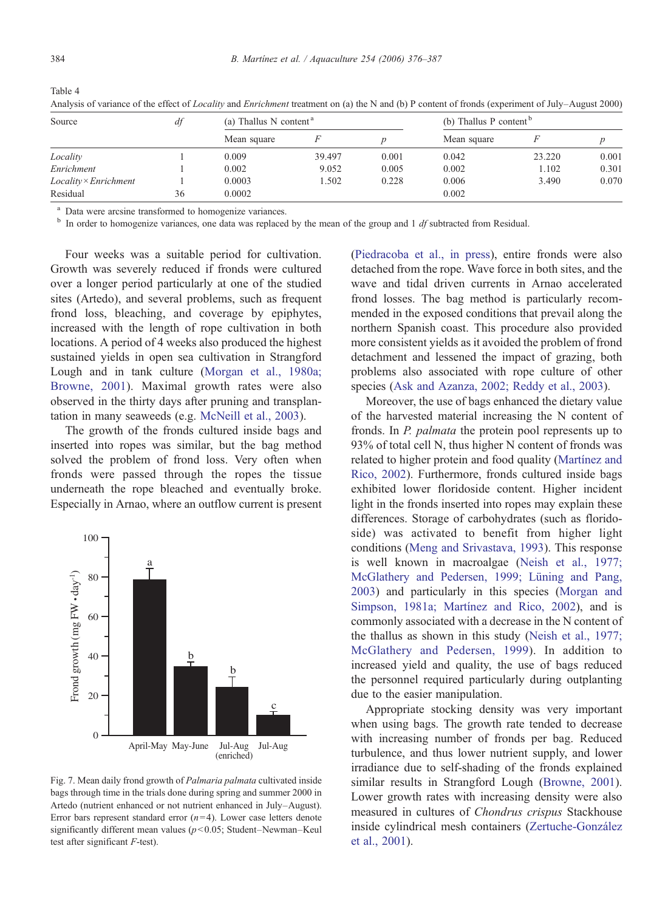Table 4
Analysis of variance of the effect of *Locality* and *Enrichment* treatment on (a) the N and (b) P content of fronds (experiment of July–August 2000)

| Source | *df* | (a) Thallus N content[a] | | | (b) Thallus P content[b] | | |
|---|---|---|---|---|---|---|---|
| | | Mean square | *F* | *p* | Mean square | *F* | *p* |
| *Locality* | 1 | 0.009 | 39.497 | 0.001 | 0.042 | 23.220 | 0.001 |
| *Enrichment* | 1 | 0.002 | 9.052 | 0.005 | 0.002 | 1.102 | 0.301 |
| *Locality* × *Enrichment* | 1 | 0.0003 | 1.502 | 0.228 | 0.006 | 3.490 | 0.070 |
| Residual | 36 | 0.0002 | | | 0.002 | | |

[a] Data were arcsine transformed to homogenize variances.
[b] In order to homogenize variances, one data was replaced by the mean of the group and 1 *df* subtracted from Residual.

Four weeks was a suitable period for cultivation. Growth was severely reduced if fronds were cultured over a longer period particularly at one of the studied sites (Artedo), and several problems, such as frequent frond loss, bleaching, and coverage by epiphytes, increased with the length of rope cultivation in both locations. A period of 4 weeks also produced the highest sustained yields in open sea cultivation in Strangford Lough and in tank culture (Morgan et al., 1980a; Browne, 2001). Maximal growth rates were also observed in the thirty days after pruning and transplantation in many seaweeds (e.g. McNeill et al., 2003).

The growth of the fronds cultured inside bags and inserted into ropes was similar, but the bag method solved the problem of frond loss. Very often when fronds were passed through the ropes the tissue underneath the rope bleached and eventually broke. Especially in Arnao, where an outflow current is present (Piedracoba et al., in press), entire fronds were also detached from the rope. Wave force in both sites, and the wave and tidal driven currents in Arnao accelerated frond losses. The bag method is particularly recommended in the exposed conditions that prevail along the northern Spanish coast. This procedure also provided more consistent yields as it avoided the problem of frond detachment and lessened the impact of grazing, both problems also associated with rope culture of other species (Ask and Azanza, 2002; Reddy et al., 2003).

Moreover, the use of bags enhanced the dietary value of the harvested material increasing the N content of fronds. In *P. palmata* the protein pool represents up to 93% of total cell N, thus higher N content of fronds was related to higher protein and food quality (Martínez and Rico, 2002). Furthermore, fronds cultured inside bags exhibited lower floridoside content. Higher incident light in the fronds inserted into ropes may explain these differences. Storage of carbohydrates (such as floridoside) was activated to benefit from higher light conditions (Meng and Srivastava, 1993). This response is well known in macroalgae (Neish et al., 1977; McGlathery and Pedersen, 1999; Lüning and Pang, 2003) and particularly in this species (Morgan and Simpson, 1981a; Martínez and Rico, 2002), and is commonly associated with a decrease in the N content of the thallus as shown in this study (Neish et al., 1977; McGlathery and Pedersen, 1999). In addition to increased yield and quality, the use of bags reduced the personnel required particularly during outplanting due to the easier manipulation.

Appropriate stocking density was very important when using bags. The growth rate tended to decrease with increasing number of fronds per bag. Reduced turbulence, and thus lower nutrient supply, and lower irradiance due to self-shading of the fronds explained similar results in Strangford Lough (Browne, 2001). Lower growth rates with increasing density were also measured in cultures of *Chondrus crispus* Stackhouse inside cylindrical mesh containers (Zertuche-González et al., 2001).

Fig. 7. Mean daily frond growth of *Palmaria palmata* cultivated inside bags through time in the trials done during spring and summer 2000 in Artedo (nutrient enhanced or not nutrient enhanced in July–August). Error bars represent standard error ($n = 4$). Lower case letters denote significantly different mean values ($p < 0.05$; Student–Newman–Keul test after significant $F$-test).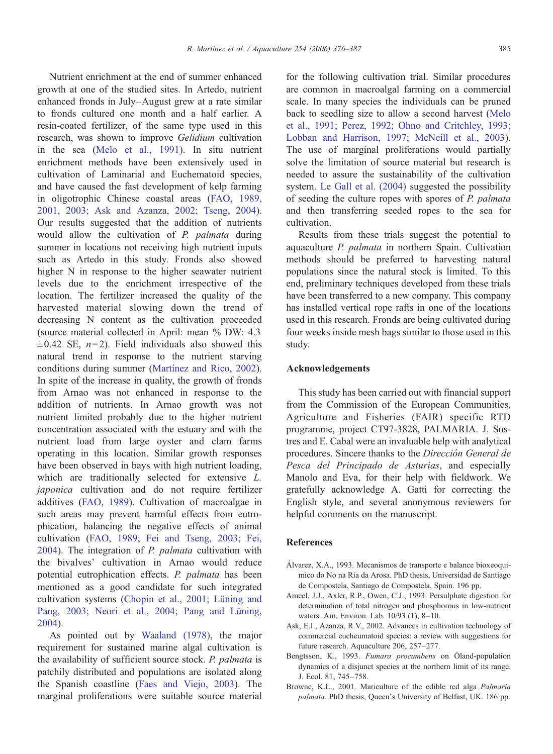Nutrient enrichment at the end of summer enhanced growth at one of the studied sites. In Artedo, nutrient enhanced fronds in July–August grew at a rate similar to fronds cultured one month and a half earlier. A resin-coated fertilizer, of the same type used in this research, was shown to improve *Gelidium* cultivation in the sea (Melo et al., 1991). In situ nutrient enrichment methods have been extensively used in cultivation of Laminarial and Euchematoid species, and have caused the fast development of kelp farming in oligotrophic Chinese coastal areas (FAO, 1989, 2001, 2003; Ask and Azanza, 2002; Tseng, 2004). Our results suggested that the addition of nutrients would allow the cultivation of *P. palmata* during summer in locations not receiving high nutrient inputs such as Artedo in this study. Fronds also showed higher N in response to the higher seawater nutrient levels due to the enrichment irrespective of the location. The fertilizer increased the quality of the harvested material slowing down the trend of decreasing N content as the cultivation proceeded (source material collected in April: mean % DW: 4.3 $\pm$0.42 SE, $n$=2). Field individuals also showed this natural trend in response to the nutrient starving conditions during summer (Martínez and Rico, 2002). In spite of the increase in quality, the growth of fronds from Arnao was not enhanced in response to the addition of nutrients. In Arnao growth was not nutrient limited probably due to the higher nutrient concentration associated with the estuary and with the nutrient load from large oyster and clam farms operating in this location. Similar growth responses have been observed in bays with high nutrient loading, which are traditionally selected for extensive *L. japonica* cultivation and do not require fertilizer additives (FAO, 1989). Cultivation of macroalgae in such areas may prevent harmful effects from eutrophication, balancing the negative effects of animal cultivation (FAO, 1989; Fei and Tseng, 2003; Fei, 2004). The integration of *P. palmata* cultivation with the bivalves' cultivation in Arnao would reduce potential eutrophication effects. *P. palmata* has been mentioned as a good candidate for such integrated cultivation systems (Chopin et al., 2001; Lüning and Pang, 2003; Neori et al., 2004; Pang and Lüning, 2004).

As pointed out by Waaland (1978), the major requirement for sustained marine algal cultivation is the availability of sufficient source stock. *P. palmata* is patchily distributed and populations are isolated along the Spanish coastline (Faes and Viejo, 2003). The marginal proliferations were suitable source material for the following cultivation trial. Similar procedures are common in macroalgal farming on a commercial scale. In many species the individuals can be pruned back to seedling size to allow a second harvest (Melo et al., 1991; Perez, 1992; Ohno and Critchley, 1993; Lobban and Harrison, 1997; McNeill et al., 2003). The use of marginal proliferations would partially solve the limitation of source material but research is needed to assure the sustainability of the cultivation system. Le Gall et al. (2004) suggested the possibility of seeding the culture ropes with spores of *P. palmata* and then transferring seeded ropes to the sea for cultivation.

Results from these trials suggest the potential to aquaculture *P. palmata* in northern Spain. Cultivation methods should be preferred to harvesting natural populations since the natural stock is limited. To this end, preliminary techniques developed from these trials have been transferred to a new company. This company has installed vertical rope rafts in one of the locations used in this research. Fronds are being cultivated during four weeks inside mesh bags similar to those used in this study.

## Acknowledgements

This study has been carried out with financial support from the Commission of the European Communities, Agriculture and Fisheries (FAIR) specific RTD programme, project CT97-3828, PALMARIA. J. Sostres and E. Cabal were an invaluable help with analytical procedures. Sincere thanks to the *Dirección General de Pesca del Principado de Asturias*, and especially Manolo and Eva, for their help with fieldwork. We gratefully acknowledge A. Gatti for correcting the English style, and several anonymous reviewers for helpful comments on the manuscript.

## References

Álvarez, X.A., 1993. Mecanismos de transporte e balance bioxeoquimico do No na Ria da Arosa. PhD thesis, Universidad de Santiago de Compostela, Santiago de Compostela, Spain. 196 pp.

Ameel, J.J., Axler, R.P., Owen, C.J., 1993. Persulphate digestion for determination of total nitrogen and phosphorous in low-nutrient waters. Am. Environ. Lab. 10/93 (1), 8–10.

Ask, E.I., Azanza, R.V., 2002. Advances in cultivation technology of commercial eucheumatoid species: a review with suggestions for future research. Aquaculture 206, 257–277.

Bengtsson, K., 1993. *Fumara procumbens* on Öland-population dynamics of a disjunct species at the northern limit of its range. J. Ecol. 81, 745–758.

Browne, K.L., 2001. Mariculture of the edible red alga *Palmaria palmata*. PhD thesis, Queen's University of Belfast, UK. 186 pp.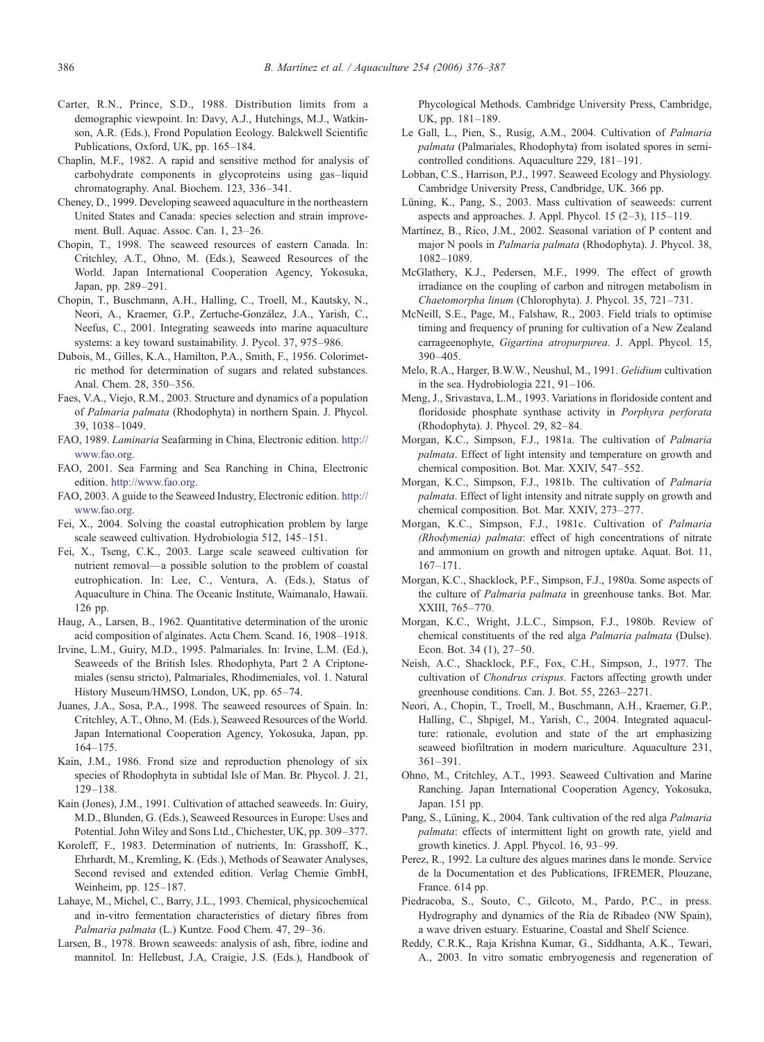Carter, R.N., Prince, S.D., 1988. Distribution limits from a demographic viewpoint. In: Davy, A.J., Hutchings, M.J., Watkinson, A.R. (Eds.), Frond Population Ecology. Balckwell Scientific Publications, Oxford, UK, pp. 165–184.

Chaplin, M.F., 1982. A rapid and sensitive method for analysis of carbohydrate components in glycoproteins using gas–liquid chromatography. Anal. Biochem. 123, 336–341.

Cheney, D., 1999. Developing seaweed aquaculture in the northeastern United States and Canada: species selection and strain improvement. Bull. Aquac. Assoc. Can. 1, 23–26.

Chopin, T., 1998. The seaweed resources of eastern Canada. In: Critchley, A.T., Ohno, M. (Eds.), Seaweed Resources of the World. Japan International Cooperation Agency, Yokosuka, Japan, pp. 289–291.

Chopin, T., Buschmann, A.H., Halling, C., Troell, M., Kautsky, N., Neori, A., Kraemer, G.P., Zertuche-González, J.A., Yarish, C., Neefus, C., 2001. Integrating seaweeds into marine aquaculture systems: a key toward sustainability. J. Pycol. 37, 975–986.

Dubois, M., Gilles, K.A., Hamilton, P.A., Smith, F., 1956. Colorimetric method for determination of sugars and related substances. Anal. Chem. 28, 350–356.

Faes, V.A., Viejo, R.M., 2003. Structure and dynamics of a population of *Palmaria palmata* (Rhodophyta) in northern Spain. J. Phycol. 39, 1038–1049.

FAO, 1989. *Laminaria* Seafarming in China, Electronic edition. http://www.fao.org.

FAO, 2001. Sea Farming and Sea Ranching in China, Electronic edition. http://www.fao.org.

FAO, 2003. A guide to the Seaweed Industry, Electronic edition. http://www.fao.org.

Fei, X., 2004. Solving the coastal eutrophication problem by large scale seaweed cultivation. Hydrobiologia 512, 145–151.

Fei, X., Tseng, C.K., 2003. Large scale seaweed cultivation for nutrient removal—a possible solution to the problem of coastal eutrophication. In: Lee, C., Ventura, A. (Eds.), Status of Aquaculture in China. The Oceanic Institute, Waimanalo, Hawaii. 126 pp.

Haug, A., Larsen, B., 1962. Quantitative determination of the uronic acid composition of alginates. Acta Chem. Scand. 16, 1908–1918.

Irvine, L.M., Guiry, M.D., 1995. Palmariales. In: Irvine, L.M. (Ed.), Seaweeds of the British Isles. Rhodophyta, Part 2 A Criptonemiales (sensu stricto), Palmariales, Rhodimeniales, vol. 1. Natural History Museum/HMSO, London, UK, pp. 65–74.

Juanes, J.A., Sosa, P.A., 1998. The seaweed resources of Spain. In: Critchley, A.T., Ohno, M. (Eds.), Seaweed Resources of the World. Japan International Cooperation Agency, Yokosuka, Japan, pp. 164–175.

Kain, J.M., 1986. Frond size and reproduction phenology of six species of Rhodophyta in subtidal Isle of Man. Br. Phycol. J. 21, 129–138.

Kain (Jones), J.M., 1991. Cultivation of attached seaweeds. In: Guiry, M.D., Blunden, G. (Eds.), Seaweed Resources in Europe: Uses and Potential. John Wiley and Sons Ltd., Chichester, UK, pp. 309–377.

Koroleff, F., 1983. Determination of nutrients, In: Grasshoff, K., Ehrhardt, M., Kremling, K. (Eds.), Methods of Seawater Analyses, Second revised and extended edition. Verlag Chemie GmbH, Weinheim, pp. 125–187.

Lahaye, M., Michel, C., Barry, J.L., 1993. Chemical, physicochemical and in-vitro fermentation characteristics of dietary fibres from *Palmaria palmata* (L.) Kuntze. Food Chem. 47, 29–36.

Larsen, B., 1978. Brown seaweeds: analysis of ash, fibre, iodine and mannitol. In: Hellebust, J.A, Craigie, J.S. (Eds.), Handbook of Phycological Methods. Cambridge University Press, Cambridge, UK, pp. 181–189.

Le Gall, L., Pien, S., Rusig, A.M., 2004. Cultivation of *Palmaria palmata* (Palmariales, Rhodophyta) from isolated spores in semi-controlled conditions. Aquaculture 229, 181–191.

Lobban, C.S., Harrison, P.J., 1997. Seaweed Ecology and Physiology. Cambridge University Press, Candbridge, UK. 366 pp.

Lüning, K., Pang, S., 2003. Mass cultivation of seaweeds: current aspects and approaches. J. Appl. Phycol. 15 (2–3), 115–119.

Martínez, B., Rico, J.M., 2002. Seasonal variation of P content and major N pools in *Palmaria palmata* (Rhodophyta). J. Phycol. 38, 1082–1089.

McGlathery, K.J., Pedersen, M.F., 1999. The effect of growth irradiance on the coupling of carbon and nitrogen metabolism in *Chaetomorpha linum* (Chlorophyta). J. Phycol. 35, 721–731.

McNeill, S.E., Page, M., Falshaw, R., 2003. Field trials to optimise timing and frequency of pruning for cultivation of a New Zealand carrageenophyte, *Gigartina atropurpurea*. J. Appl. Phycol. 15, 390–405.

Melo, R.A., Harger, B.W.W., Neushul, M., 1991. *Gelidium* cultivation in the sea. Hydrobiologia 221, 91–106.

Meng, J., Srivastava, L.M., 1993. Variations in floridoside content and floridoside phosphate synthase activity in *Porphyra perforata* (Rhodophyta). J. Phycol. 29, 82–84.

Morgan, K.C., Simpson, F.J., 1981a. The cultivation of *Palmaria palmata*. Effect of light intensity and temperature on growth and chemical composition. Bot. Mar. XXIV, 547–552.

Morgan, K.C., Simpson, F.J., 1981b. The cultivation of *Palmaria palmata*. Effect of light intensity and nitrate supply on growth and chemical composition. Bot. Mar. XXIV, 273–277.

Morgan, K.C., Simpson, F.J., 1981c. Cultivation of *Palmaria (Rhodymenia) palmata*: effect of high concentrations of nitrate and ammonium on growth and nitrogen uptake. Aquat. Bot. 11, 167–171.

Morgan, K.C., Shacklock, P.F., Simpson, F.J., 1980a. Some aspects of the culture of *Palmaria palmata* in greenhouse tanks. Bot. Mar. XXIII, 765–770.

Morgan, K.C., Wright, J.L.C., Simpson, F.J., 1980b. Review of chemical constituents of the red alga *Palmaria palmata* (Dulse). Econ. Bot. 34 (1), 27–50.

Neish, A.C., Shacklock, P.F., Fox, C.H., Simpson, J., 1977. The cultivation of *Chondrus crispus*. Factors affecting growth under greenhouse conditions. Can. J. Bot. 55, 2263–2271.

Neori, A., Chopin, T., Troell, M., Buschmann, A.H., Kraemer, G.P., Halling, C., Shpigel, M., Yarish, C., 2004. Integrated aquaculture: rationale, evolution and state of the art emphasizing seaweed biofiltration in modern mariculture. Aquaculture 231, 361–391.

Ohno, M., Critchley, A.T., 1993. Seaweed Cultivation and Marine Ranching. Japan International Cooperation Agency, Yokosuka, Japan. 151 pp.

Pang, S., Lüning, K., 2004. Tank cultivation of the red alga *Palmaria palmata*: effects of intermittent light on growth rate, yield and growth kinetics. J. Appl. Phycol. 16, 93–99.

Perez, R., 1992. La culture des algues marines dans le monde. Service de la Documentation et des Publications, IFREMER, Plouzane, France. 614 pp.

Piedracoba, S., Souto, C., Gilcoto, M., Pardo, P.C., in press. Hydrography and dynamics of the Ría de Ribadeo (NW Spain), a wave driven estuary. Estuarine, Coastal and Shelf Science.

Reddy, C.R.K., Raja Krishna Kumar, G., Siddhanta, A.K., Tewari, A., 2003. In vitro somatic embryogenesis and regeneration of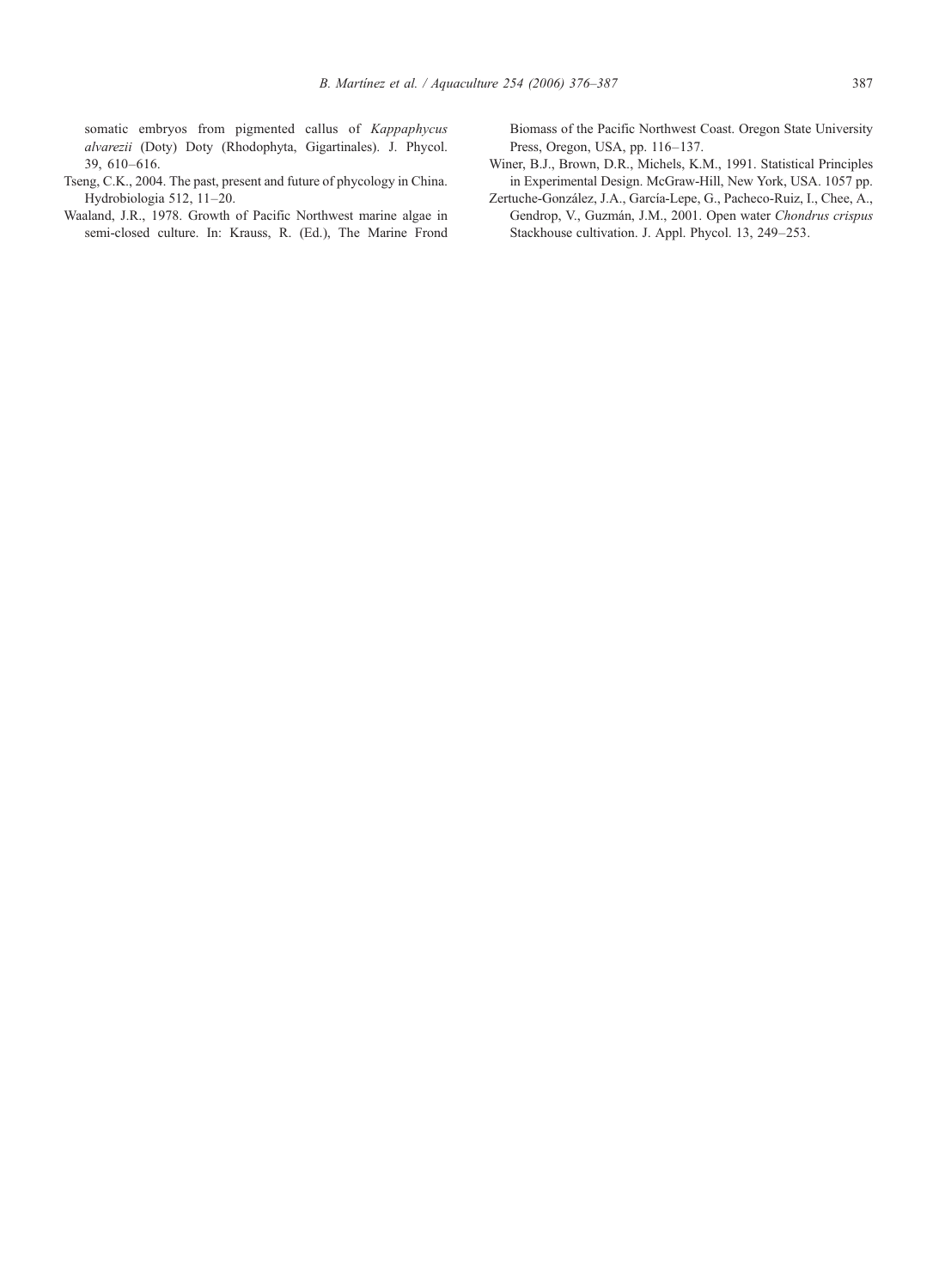somatic embryos from pigmented callus of *Kappaphycus alvarezii* (Doty) Doty (Rhodophyta, Gigartinales). J. Phycol. 39, 610–616.

Tseng, C.K., 2004. The past, present and future of phycology in China. Hydrobiologia 512, 11–20.

Waaland, J.R., 1978. Growth of Pacific Northwest marine algae in semi-closed culture. In: Krauss, R. (Ed.), The Marine Frond Biomass of the Pacific Northwest Coast. Oregon State University Press, Oregon, USA, pp. 116–137.

Winer, B.J., Brown, D.R., Michels, K.M., 1991. Statistical Principles in Experimental Design. McGraw-Hill, New York, USA. 1057 pp.

Zertuche-González, J.A., García-Lepe, G., Pacheco-Ruiz, I., Chee, A., Gendrop, V., Guzmán, J.M., 2001. Open water *Chondrus crispus* Stackhouse cultivation. J. Appl. Phycol. 13, 249–253.